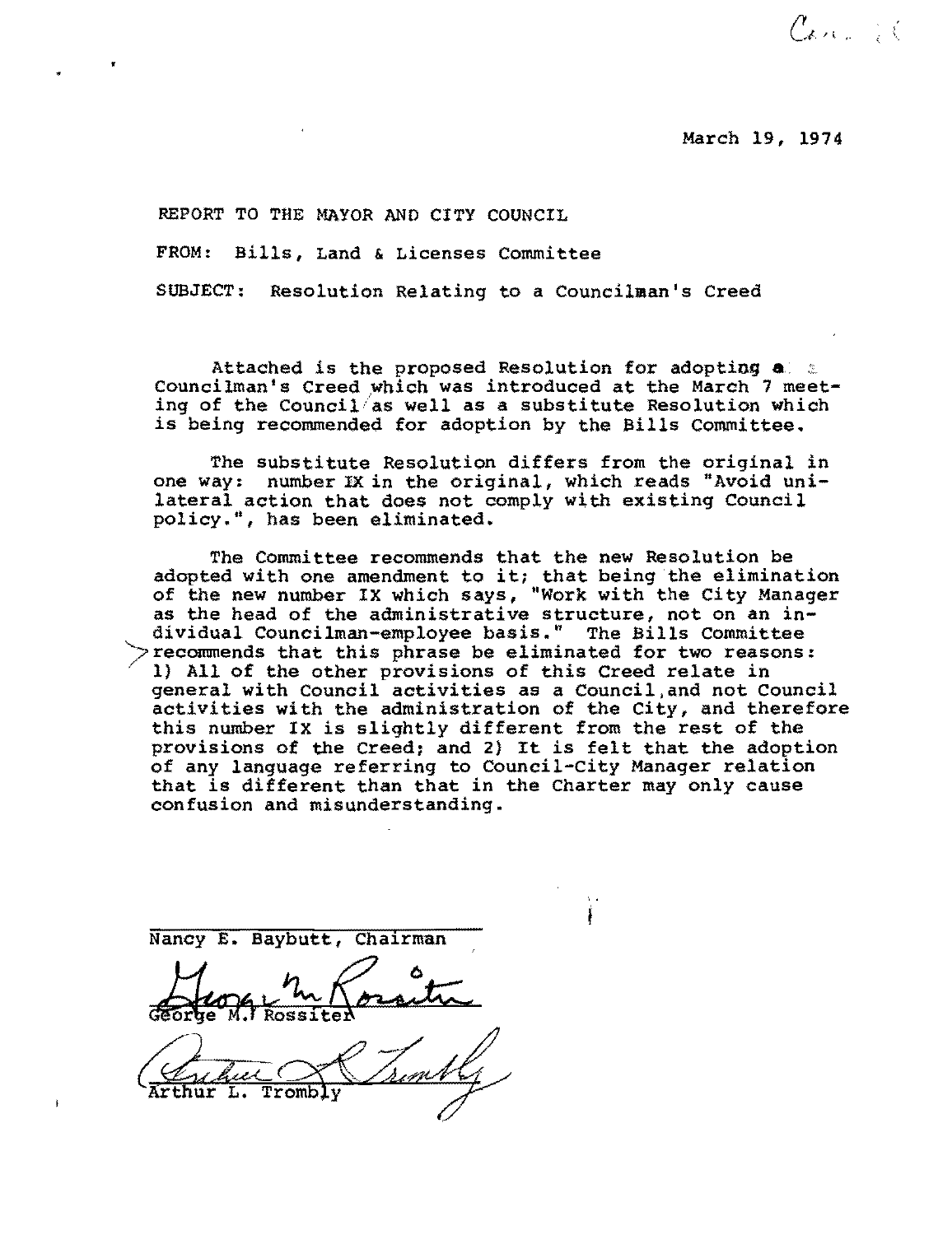Con. 35

March 19, 1974

REPORT TO THE MAYOR AND CITY COUNCIL

FROM: Bills, Land & Licenses Committee

SUBJECT: Resolution Relating to a Councilman's Creed

Attached is the proposed Resolution for adopting a Councilman's Creed which was introduced at the March 7 meeting of the Council as well as a substitute Resolution which is being recommended for adoption by the Bills Committee.

The substitute Resolution differs from the original in one way: number IX in the original, which reads "Avoid unilateral action that does not comply with existing Council policy.", has been eliminated.

The Committee recommends that the new Resolution be adopted with one amendment to it; that being the elimination of the new number IX which says, "Work with the City Manager as the head of the administrative structure, not on an individual Councilman-employee basis." The Bills Committee recommends that this phrase be eliminated for two reasons: 1) All of the other provisions of this Creed relate in general with Council activities as a Council, and not Council activities with the administration of the City, and therefore this number IX is slightly different from the rest of the provisions of the Creed; and 2) It is felt that the adoption of any language referring to Council-City Manager relation that is different than that in the Charter may only cause confusion and misunderstanding.

Nancy E. Baybutt, Chairman

George M. Rossiter

Arthur L. Trombly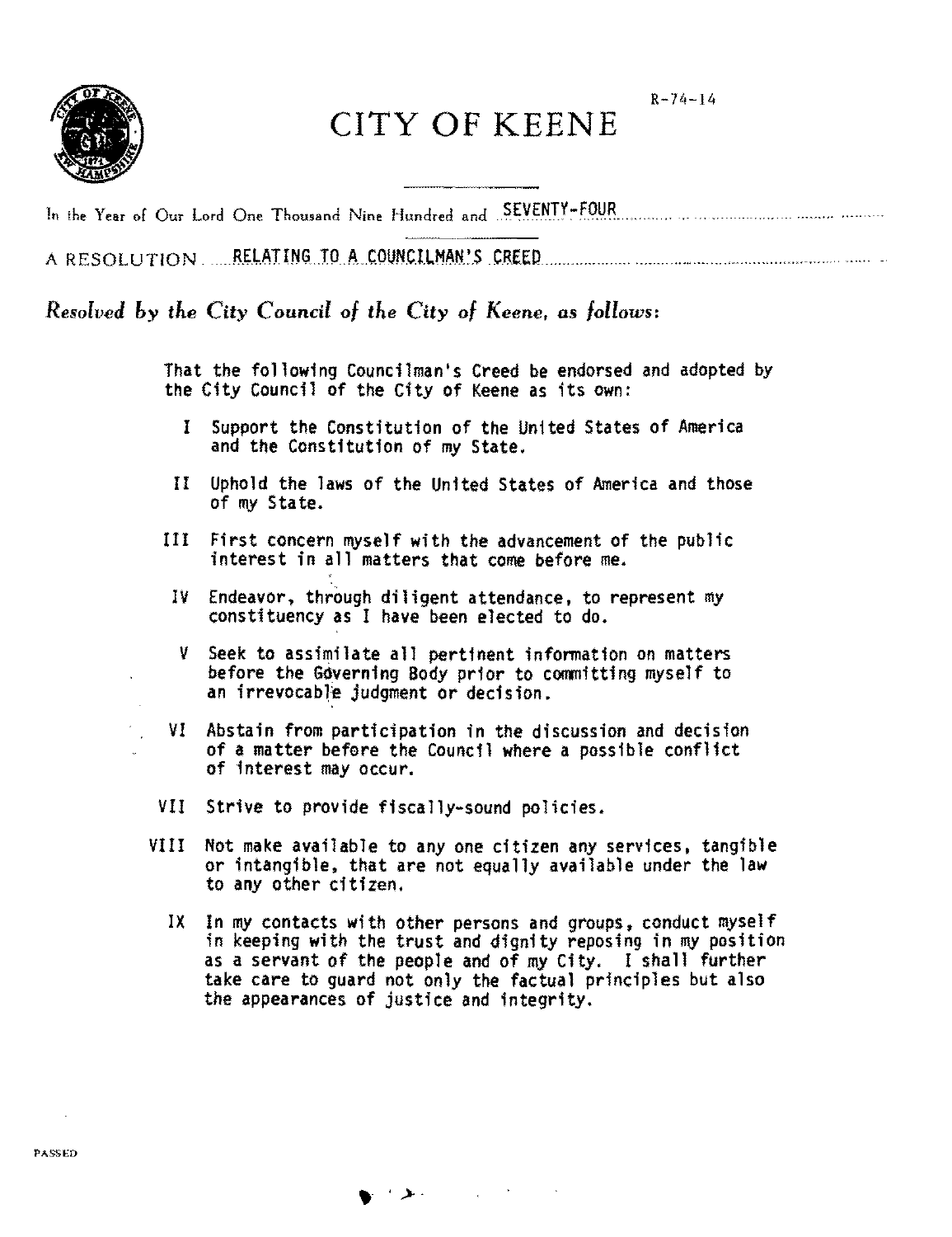R-74-14

# CITY OF KEENE

In the Year of Our Lord One Thousand Nine Hundred and SEVENTY-FOUR

A RESOLUTION RELATING TO A COUNCILMAN'S CREED

*Resolved by the City Council of the City of Keene, as follows:*

That the following Councilman's Creed be endorsed and adopted by the City Council of the City of Keene as its own:

I Support the Constitution of the United States of America and the Constitution of my State.

II Uphold the laws of the United States of America and those of my State.

III First concern myself with the advancement of the public interest in all matters that come before me.

IV Endeavor, through diligent attendance, to represent my constituency as I have been elected to do.

V Seek to assimilate all pertinent information on matters before the Governing Body prior to committing myself to an irrevocable judgment or decision.

VI Abstain from participation in the discussion and decision of a matter before the Council where a possible conflict of interest may occur.

VII Strive to provide fiscally-sound policies.

VIII Not make available to any one citizen any services, tangible or intangible, that are not equally available under the law to any other citizen.

IX In my contacts with other persons and groups, conduct myself in keeping with the trust and dignity reposing in my position as a servant of the people and of my City. I shall further take care to guard not only the factual principles but also the appearances of justice and integrity.

PASSED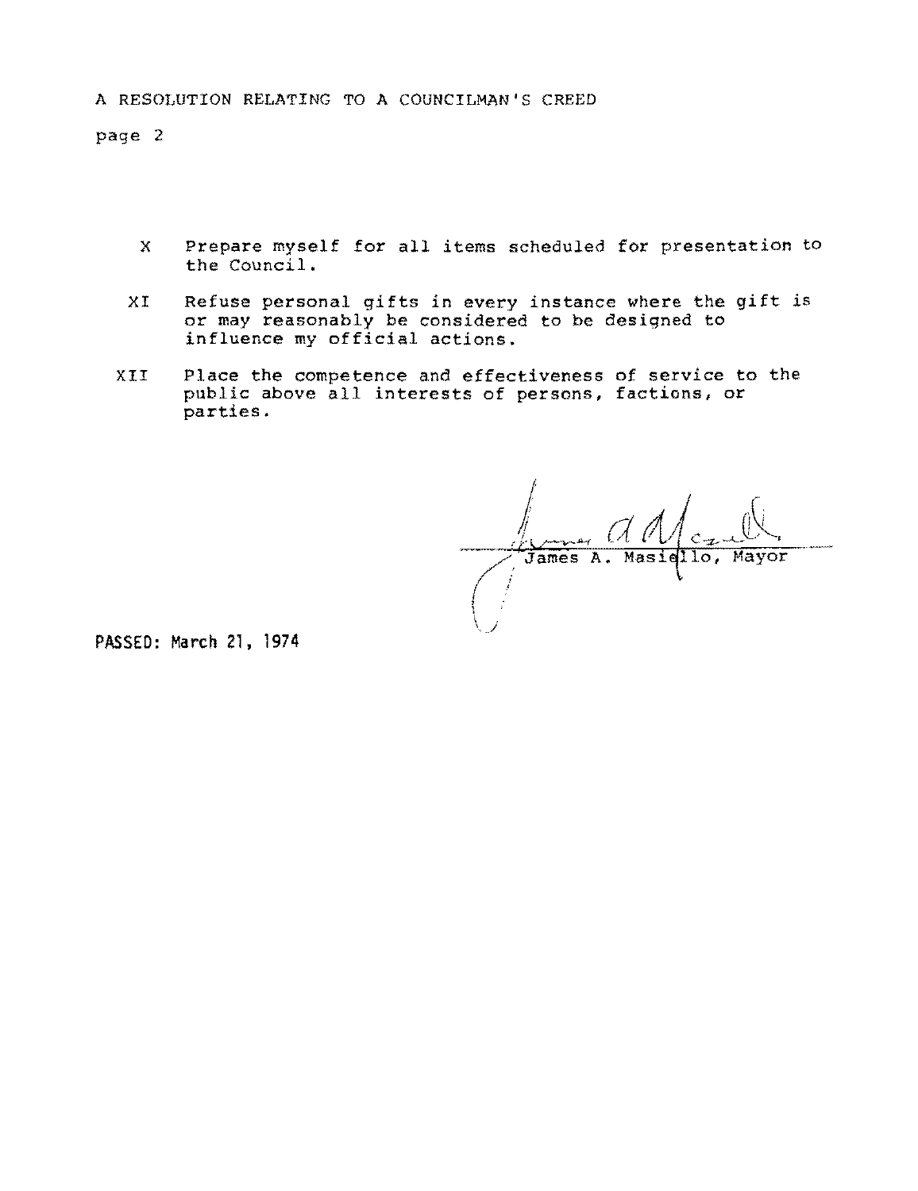A RESOLUTION RELATING TO A COUNCILMAN'S CREED

page 2

X Prepare myself for all items scheduled for presentation to the Council.

XI Refuse personal gifts in every instance where the gift is or may reasonably be considered to be designed to influence my official actions.

XII Place the competence and effectiveness of service to the public above all interests of persons, factions, or parties.

James A. Masiello, Mayor

PASSED: March 21, 1974